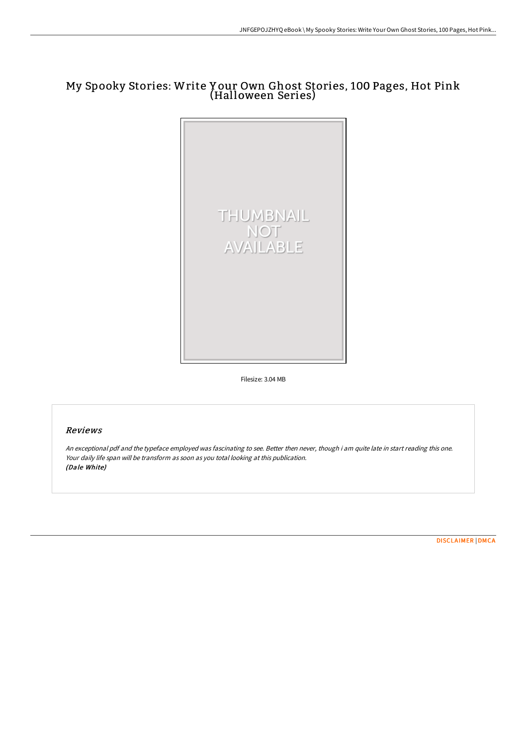# My Spooky Stories: Write Your Own Ghost Stories, 100 Pages, Hot Pink (Halloween Series)

THUMBNAIL NOT AVAILABLE

Filesize: 3.04 MB

## Reviews

*An exceptional pdf and the typeface employed was fascinating to see. Better then never, though i am quite late in start reading this one. Your daily life span will be transform as soon as you total looking at this publication.*
***(Dale White)***

DISCLAIMER | DMCA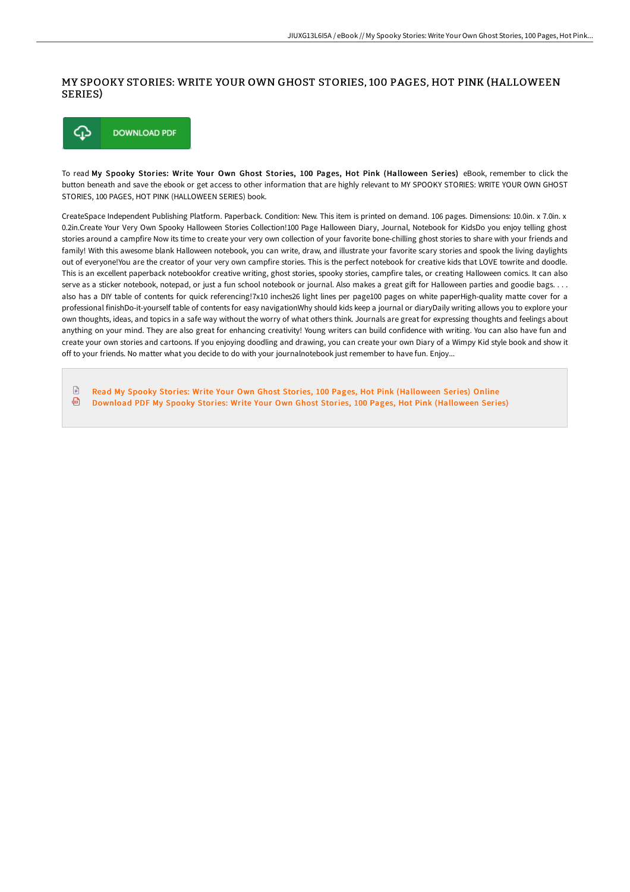# MY SPOOKY STORIES: WRITE YOUR OWN GHOST STORIES, 100 PAGES, HOT PINK (HALLOWEEN SERIES)

DOWNLOAD PDF

To read **My Spooky Stories: Write Your Own Ghost Stories, 100 Pages, Hot Pink (Halloween Series)** eBook, remember to click the button beneath and save the ebook or get access to other information that are highly relevant to MY SPOOKY STORIES: WRITE YOUR OWN GHOST STORIES, 100 PAGES, HOT PINK (HALLOWEEN SERIES) book.

CreateSpace Independent Publishing Platform. Paperback. Condition: New. This item is printed on demand. 106 pages. Dimensions: 10.0in. x 7.0in. x 0.2in.Create Your Very Own Spooky Halloween Stories Collection!100 Page Halloween Diary, Journal, Notebook for KidsDo you enjoy telling ghost stories around a campfire Now its time to create your very own collection of your favorite bone-chilling ghost stories to share with your friends and family! With this awesome blank Halloween notebook, you can write, draw, and illustrate your favorite scary stories and spook the living daylights out of everyone!You are the creator of your very own campfire stories. This is the perfect notebook for creative kids that LOVE towrite and doodle. This is an excellent paperback notebookfor creative writing, ghost stories, spooky stories, campfire tales, or creating Halloween comics. It can also serve as a sticker notebook, notepad, or just a fun school notebook or journal. Also makes a great gift for Halloween parties and goodie bags. . . . also has a DIY table of contents for quick referencing!7x10 inches26 light lines per page100 pages on white paperHigh-quality matte cover for a professional finishDo-it-yourself table of contents for easy navigationWhy should kids keep a journal or diaryDaily writing allows you to explore your own thoughts, ideas, and topics in a safe way without the worry of what others think. Journals are great for expressing thoughts and feelings about anything on your mind. They are also great for enhancing creativity! Young writers can build confidence with writing. You can also have fun and create your own stories and cartoons. If you enjoying doodling and drawing, you can create your own Diary of a Wimpy Kid style book and show it off to your friends. No matter what you decide to do with your journalnotebook just remember to have fun. Enjoy...

- Read My Spooky Stories: Write Your Own Ghost Stories, 100 Pages, Hot Pink (Halloween Series) Online
- Download PDF My Spooky Stories: Write Your Own Ghost Stories, 100 Pages, Hot Pink (Halloween Series)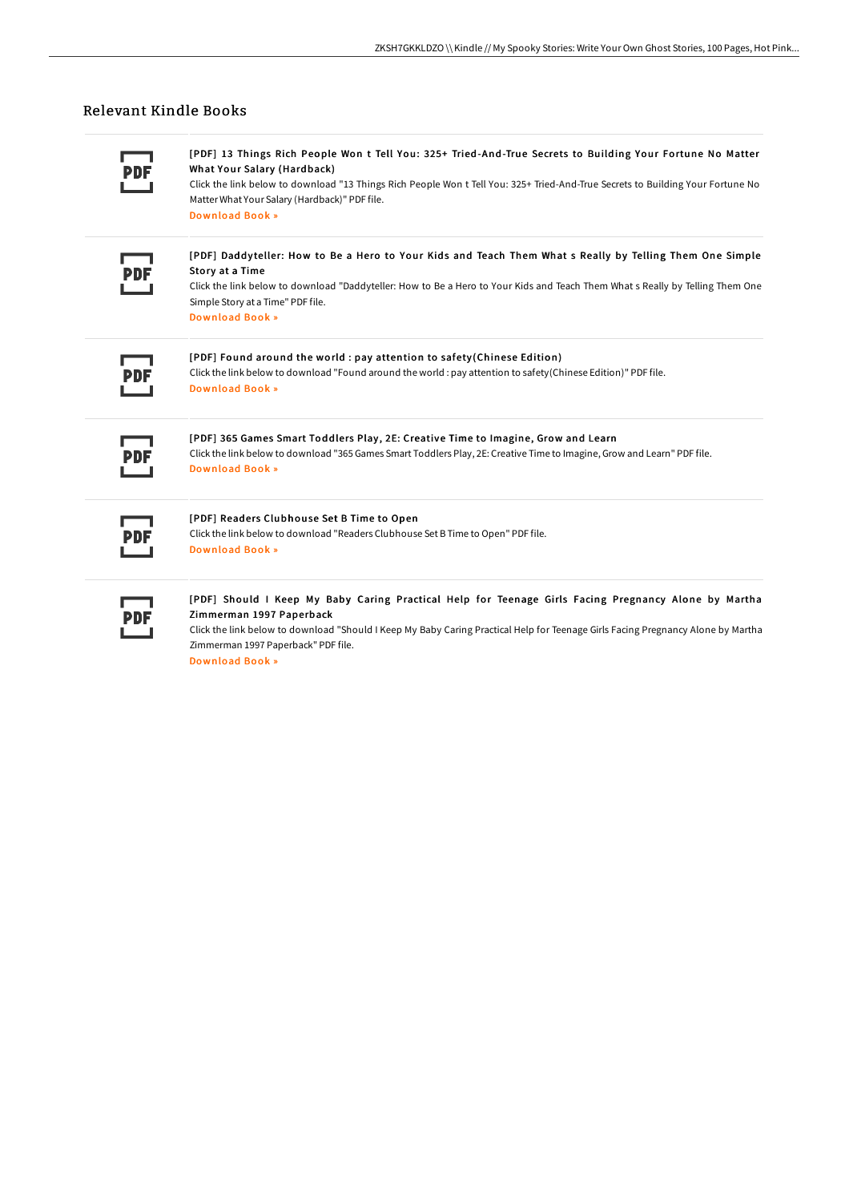## Relevant Kindle Books

**[PDF] 13 Things Rich People Won t Tell You: 325+ Tried-And-True Secrets to Building Your Fortune No Matter What Your Salary (Hardback)**

Click the link below to download "13 Things Rich People Won t Tell You: 325+ Tried-And-True Secrets to Building Your Fortune No Matter What Your Salary (Hardback)" PDF file.

Download Book »

**[PDF] Daddyteller: How to Be a Hero to Your Kids and Teach Them What s Really by Telling Them One Simple Story at a Time**

Click the link below to download "Daddyteller: How to Be a Hero to Your Kids and Teach Them What s Really by Telling Them One Simple Story at a Time" PDF file.

Download Book »

**[PDF] Found around the world : pay attention to safety(Chinese Edition)**

Click the link below to download "Found around the world : pay attention to safety(Chinese Edition)" PDF file.

Download Book »

**[PDF] 365 Games Smart Toddlers Play, 2E: Creative Time to Imagine, Grow and Learn**

Click the link below to download "365 Games Smart Toddlers Play, 2E: Creative Time to Imagine, Grow and Learn" PDF file.

Download Book »

**[PDF] Readers Clubhouse Set B Time to Open**

Click the link below to download "Readers Clubhouse Set B Time to Open" PDF file.

Download Book »

**[PDF] Should I Keep My Baby Caring Practical Help for Teenage Girls Facing Pregnancy Alone by Martha Zimmerman 1997 Paperback**

Click the link below to download "Should I Keep My Baby Caring Practical Help for Teenage Girls Facing Pregnancy Alone by Martha Zimmerman 1997 Paperback" PDF file.

Download Book »